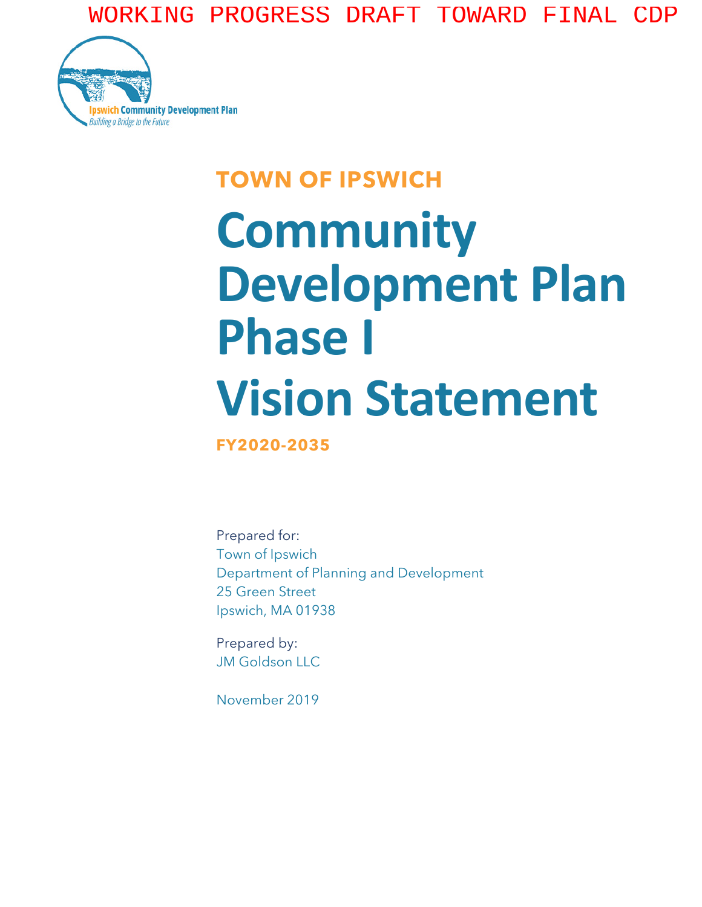WORKING PROGRESS DRAFT TOWARD FINAL CDP

Ipswich Community Development Plan
*Building a Bridge to the Future*

## TOWN OF IPSWICH

# Community Development Plan Phase I Vision Statement

**FY2020-2035**

Prepared for:
Town of Ipswich
Department of Planning and Development
25 Green Street
Ipswich, MA 01938

Prepared by:
JM Goldson LLC

November 2019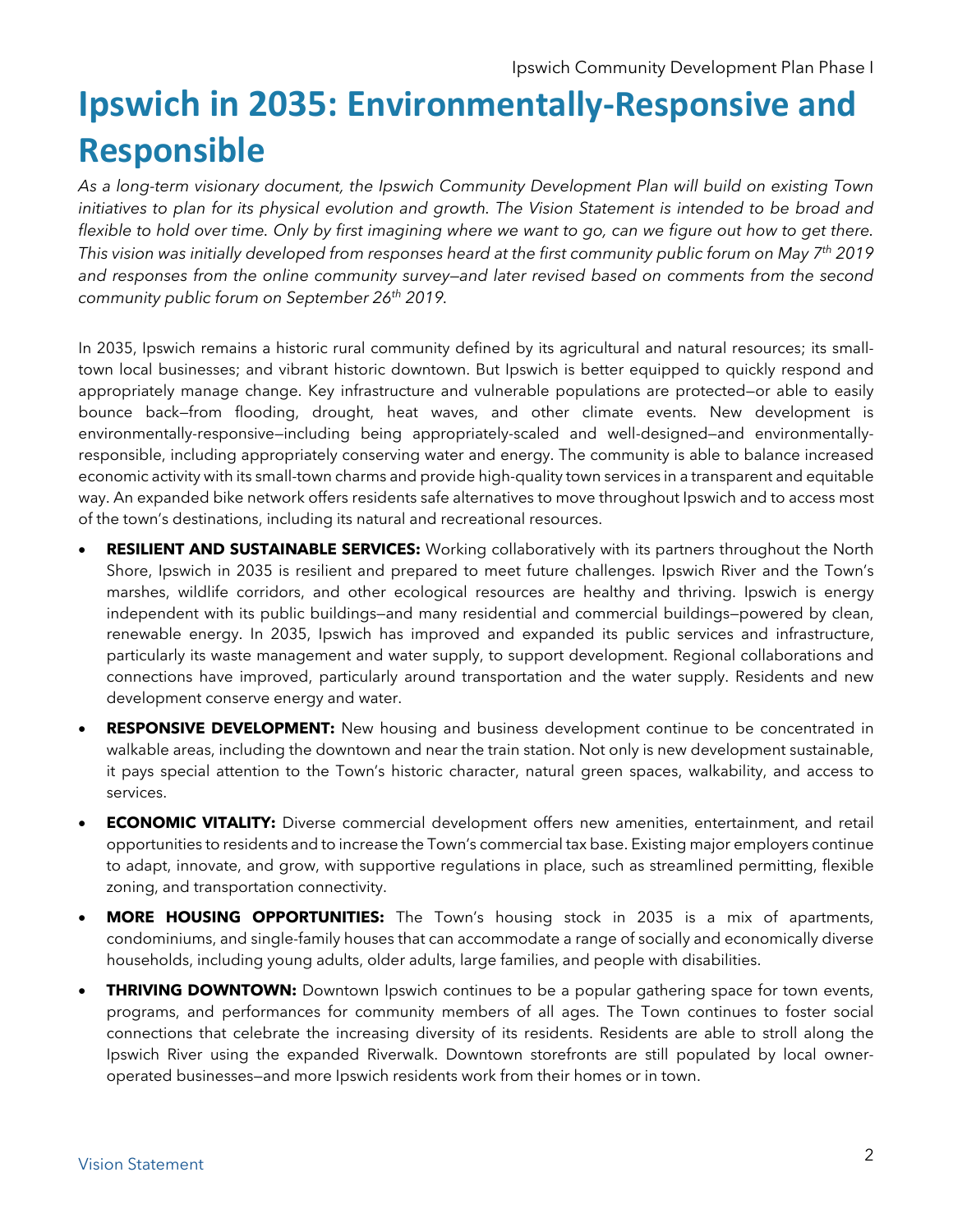# Ipswich in 2035: Environmentally-Responsive and Responsible

*As a long-term visionary document, the Ipswich Community Development Plan will build on existing Town initiatives to plan for its physical evolution and growth. The Vision Statement is intended to be broad and flexible to hold over time. Only by first imagining where we want to go, can we figure out how to get there. This vision was initially developed from responses heard at the first community public forum on May 7th 2019 and responses from the online community survey—and later revised based on comments from the second community public forum on September 26th 2019.*

In 2035, Ipswich remains a historic rural community defined by its agricultural and natural resources; its small-town local businesses; and vibrant historic downtown. But Ipswich is better equipped to quickly respond and appropriately manage change. Key infrastructure and vulnerable populations are protected—or able to easily bounce back—from flooding, drought, heat waves, and other climate events. New development is environmentally-responsive—including being appropriately-scaled and well-designed—and environmentally-responsible, including appropriately conserving water and energy. The community is able to balance increased economic activity with its small-town charms and provide high-quality town services in a transparent and equitable way. An expanded bike network offers residents safe alternatives to move throughout Ipswich and to access most of the town's destinations, including its natural and recreational resources.

- **RESILIENT AND SUSTAINABLE SERVICES:** Working collaboratively with its partners throughout the North Shore, Ipswich in 2035 is resilient and prepared to meet future challenges. Ipswich River and the Town's marshes, wildlife corridors, and other ecological resources are healthy and thriving. Ipswich is energy independent with its public buildings—and many residential and commercial buildings—powered by clean, renewable energy. In 2035, Ipswich has improved and expanded its public services and infrastructure, particularly its waste management and water supply, to support development. Regional collaborations and connections have improved, particularly around transportation and the water supply. Residents and new development conserve energy and water.
- **RESPONSIVE DEVELOPMENT:** New housing and business development continue to be concentrated in walkable areas, including the downtown and near the train station. Not only is new development sustainable, it pays special attention to the Town's historic character, natural green spaces, walkability, and access to services.
- **ECONOMIC VITALITY:** Diverse commercial development offers new amenities, entertainment, and retail opportunities to residents and to increase the Town's commercial tax base. Existing major employers continue to adapt, innovate, and grow, with supportive regulations in place, such as streamlined permitting, flexible zoning, and transportation connectivity.
- **MORE HOUSING OPPORTUNITIES:** The Town's housing stock in 2035 is a mix of apartments, condominiums, and single-family houses that can accommodate a range of socially and economically diverse households, including young adults, older adults, large families, and people with disabilities.
- **THRIVING DOWNTOWN:** Downtown Ipswich continues to be a popular gathering space for town events, programs, and performances for community members of all ages. The Town continues to foster social connections that celebrate the increasing diversity of its residents. Residents are able to stroll along the Ipswich River using the expanded Riverwalk. Downtown storefronts are still populated by local owner-operated businesses—and more Ipswich residents work from their homes or in town.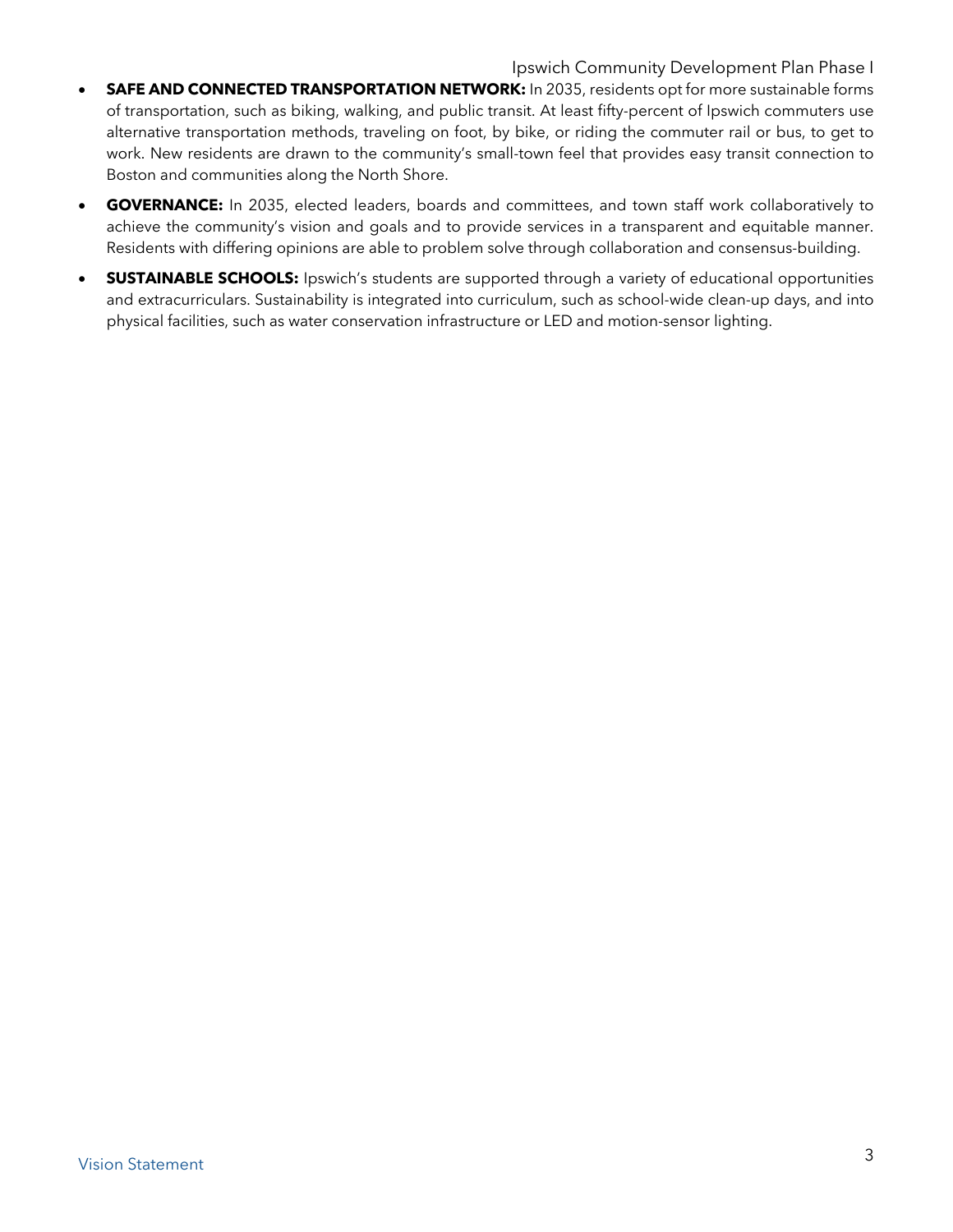- **SAFE AND CONNECTED TRANSPORTATION NETWORK:** In 2035, residents opt for more sustainable forms of transportation, such as biking, walking, and public transit. At least fifty-percent of Ipswich commuters use alternative transportation methods, traveling on foot, by bike, or riding the commuter rail or bus, to get to work. New residents are drawn to the community's small-town feel that provides easy transit connection to Boston and communities along the North Shore.
- **GOVERNANCE:** In 2035, elected leaders, boards and committees, and town staff work collaboratively to achieve the community's vision and goals and to provide services in a transparent and equitable manner. Residents with differing opinions are able to problem solve through collaboration and consensus-building.
- **SUSTAINABLE SCHOOLS:** Ipswich's students are supported through a variety of educational opportunities and extracurriculars. Sustainability is integrated into curriculum, such as school-wide clean-up days, and into physical facilities, such as water conservation infrastructure or LED and motion-sensor lighting.